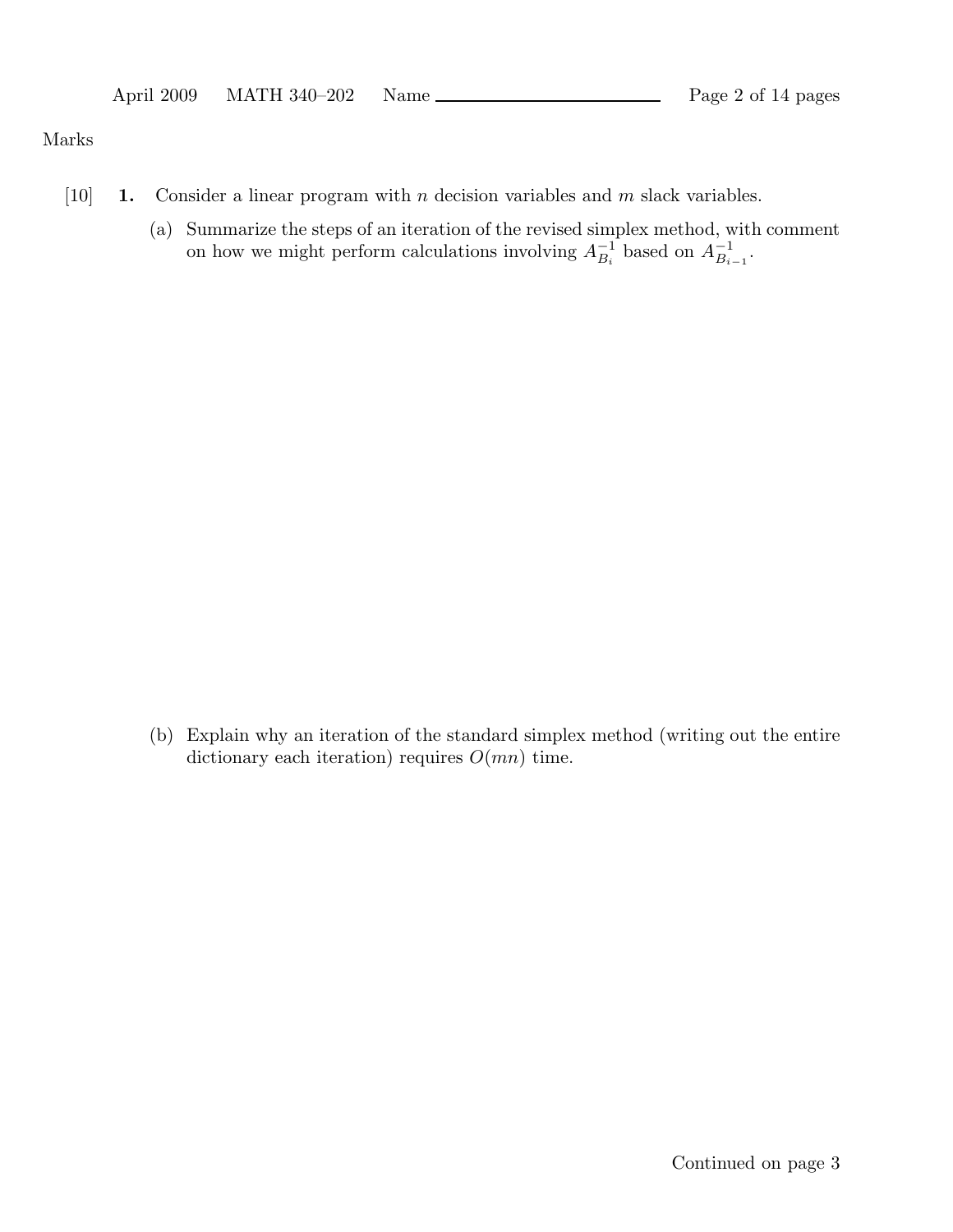Marks

[10] **1.** Consider a linear program with $n$ decision variables and $m$ slack variables.

(a) Summarize the steps of an iteration of the revised simplex method, with comment on how we might perform calculations involving $A_{B_i}^{-1}$ based on $A_{B_{i-1}}^{-1}$.

(b) Explain why an iteration of the standard simplex method (writing out the entire dictionary each iteration) requires $O(mn)$ time.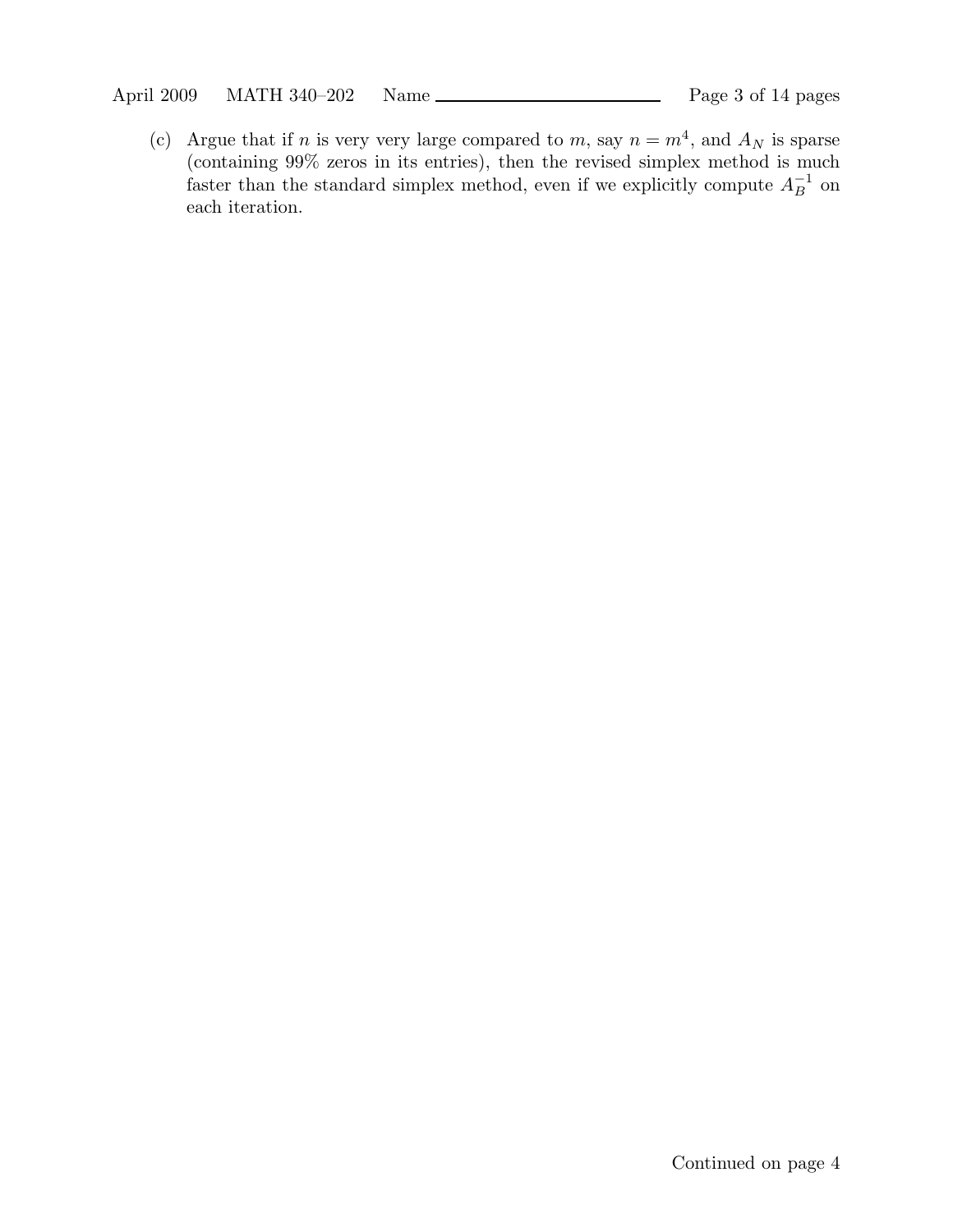(c) Argue that if $n$ is very very large compared to $m$, say $n = m^4$, and $A_N$ is sparse (containing 99% zeros in its entries), then the revised simplex method is much faster than the standard simplex method, even if we explicitly compute $A_B^{-1}$ on each iteration.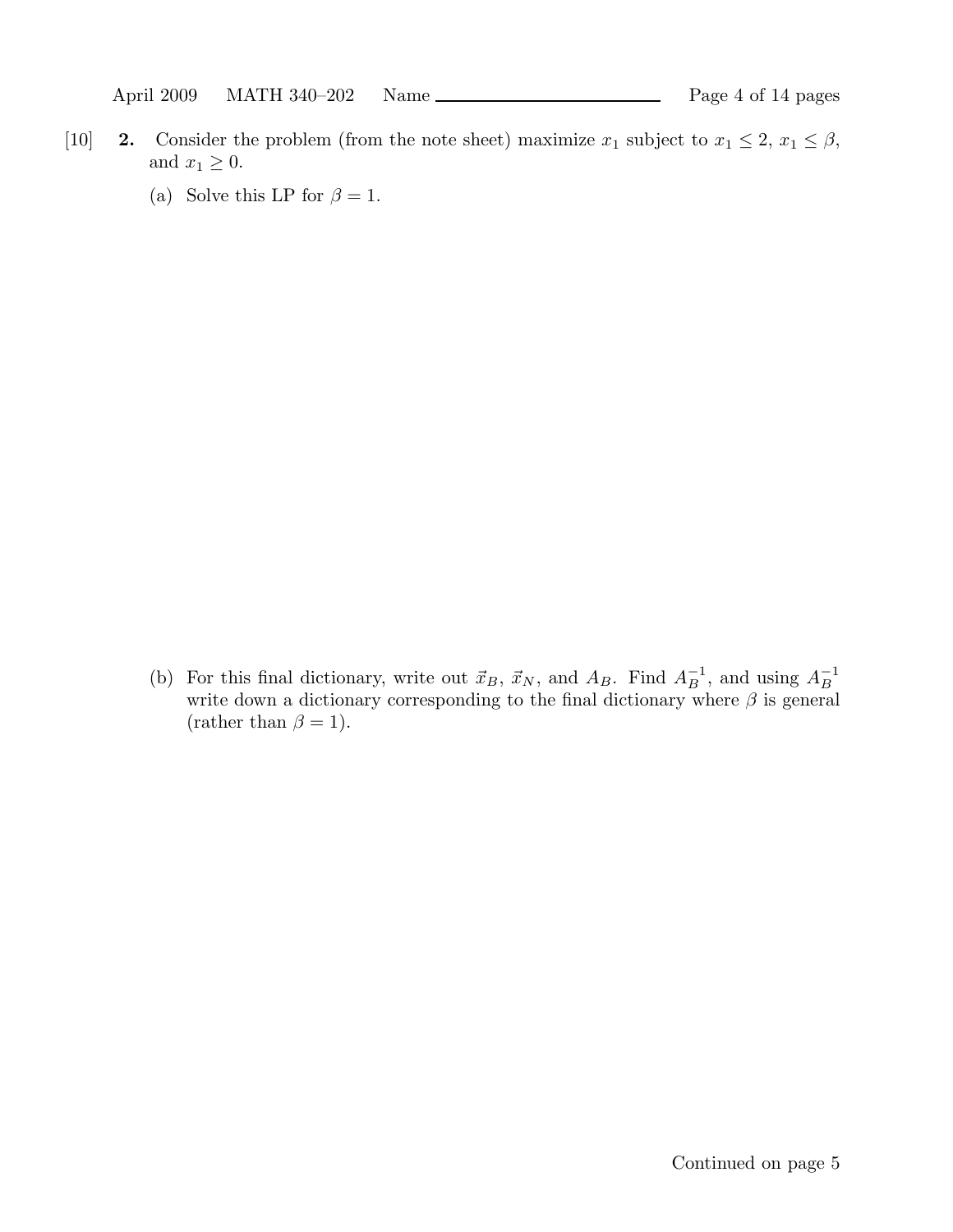[10] **2.** Consider the problem (from the note sheet) maximize $x_1$ subject to $x_1 \leq 2$, $x_1 \leq \beta$, and $x_1 \geq 0$.

(a) Solve this LP for $\beta = 1$.

(b) For this final dictionary, write out $\vec{x}_B$, $\vec{x}_N$, and $A_B$. Find $A_B^{-1}$, and using $A_B^{-1}$ write down a dictionary corresponding to the final dictionary where $\beta$ is general (rather than $\beta = 1$).

Continued on page 5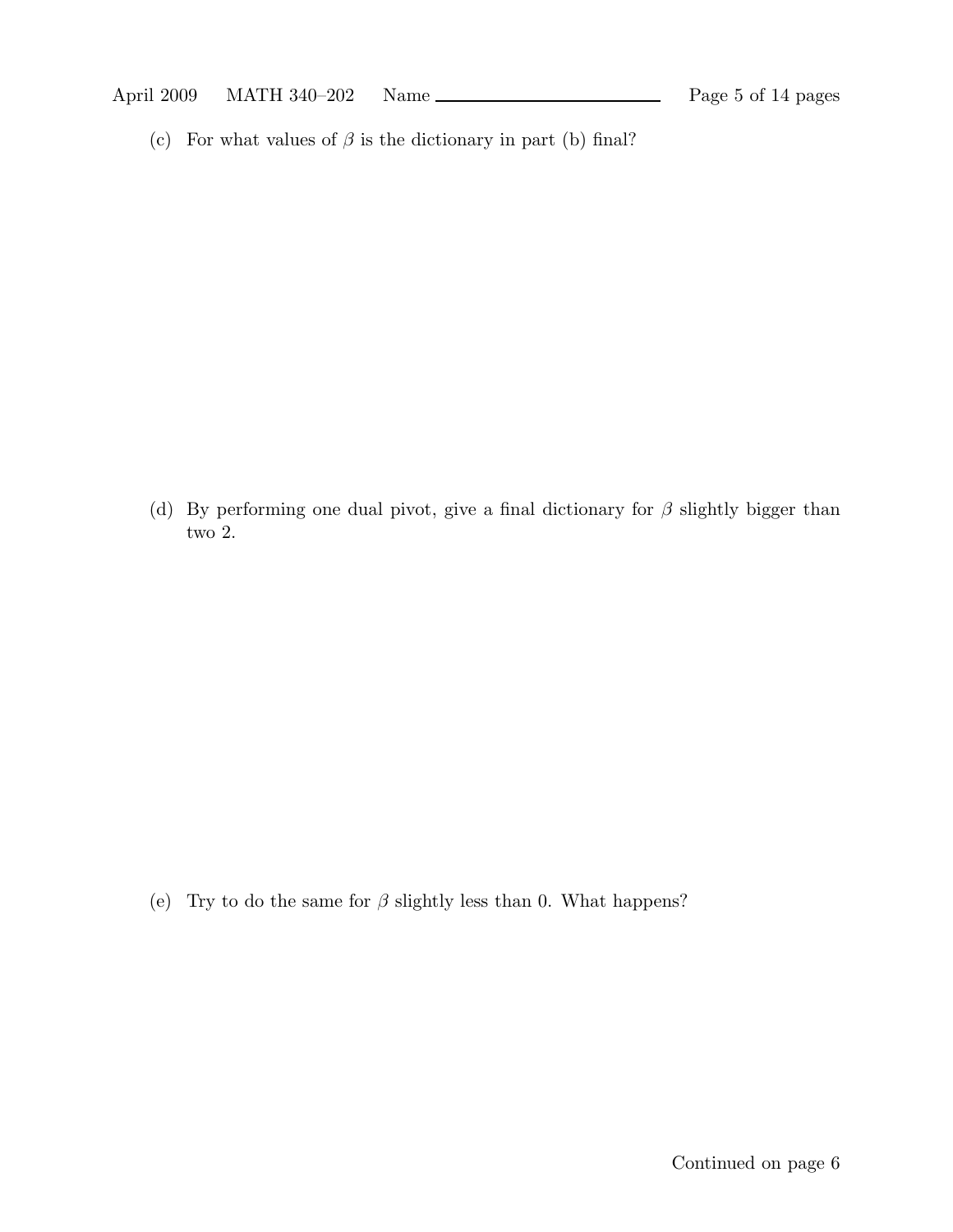(c) For what values of $\beta$ is the dictionary in part (b) final?

(d) By performing one dual pivot, give a final dictionary for $\beta$ slightly bigger than two 2.

(e) Try to do the same for $\beta$ slightly less than 0. What happens?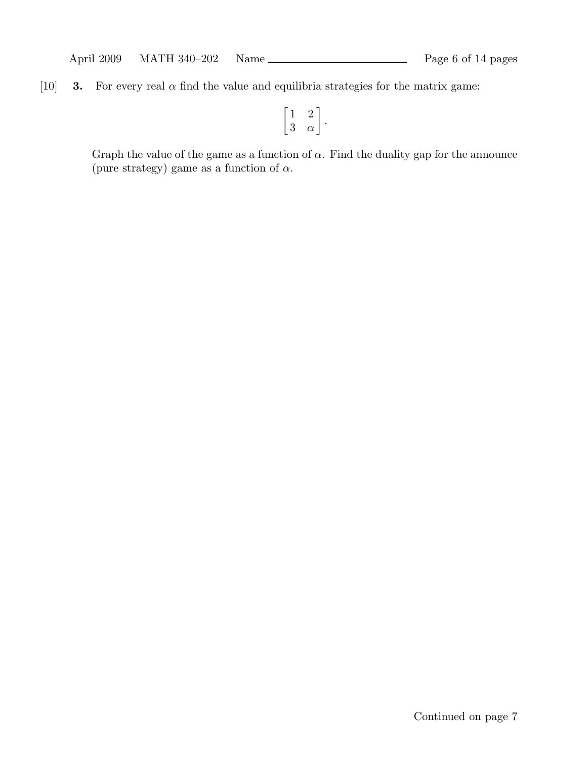[10] **3.** For every real $\alpha$ find the value and equilibria strategies for the matrix game:

$$\begin{bmatrix} 1 & 2 \\ 3 & \alpha \end{bmatrix}.$$

Graph the value of the game as a function of $\alpha$. Find the duality gap for the announce (pure strategy) game as a function of $\alpha$.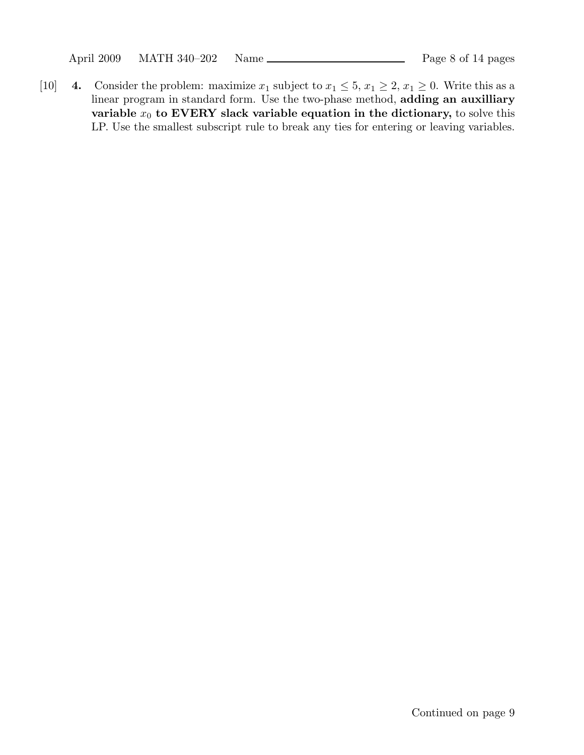[10] **4.** Consider the problem: maximize $x_1$ subject to $x_1 \leq 5$, $x_1 \geq 2$, $x_1 \geq 0$. Write this as a linear program in standard form. Use the two-phase method, **adding an auxilliary variable $x_0$ to EVERY slack variable equation in the dictionary,** to solve this LP. Use the smallest subscript rule to break any ties for entering or leaving variables.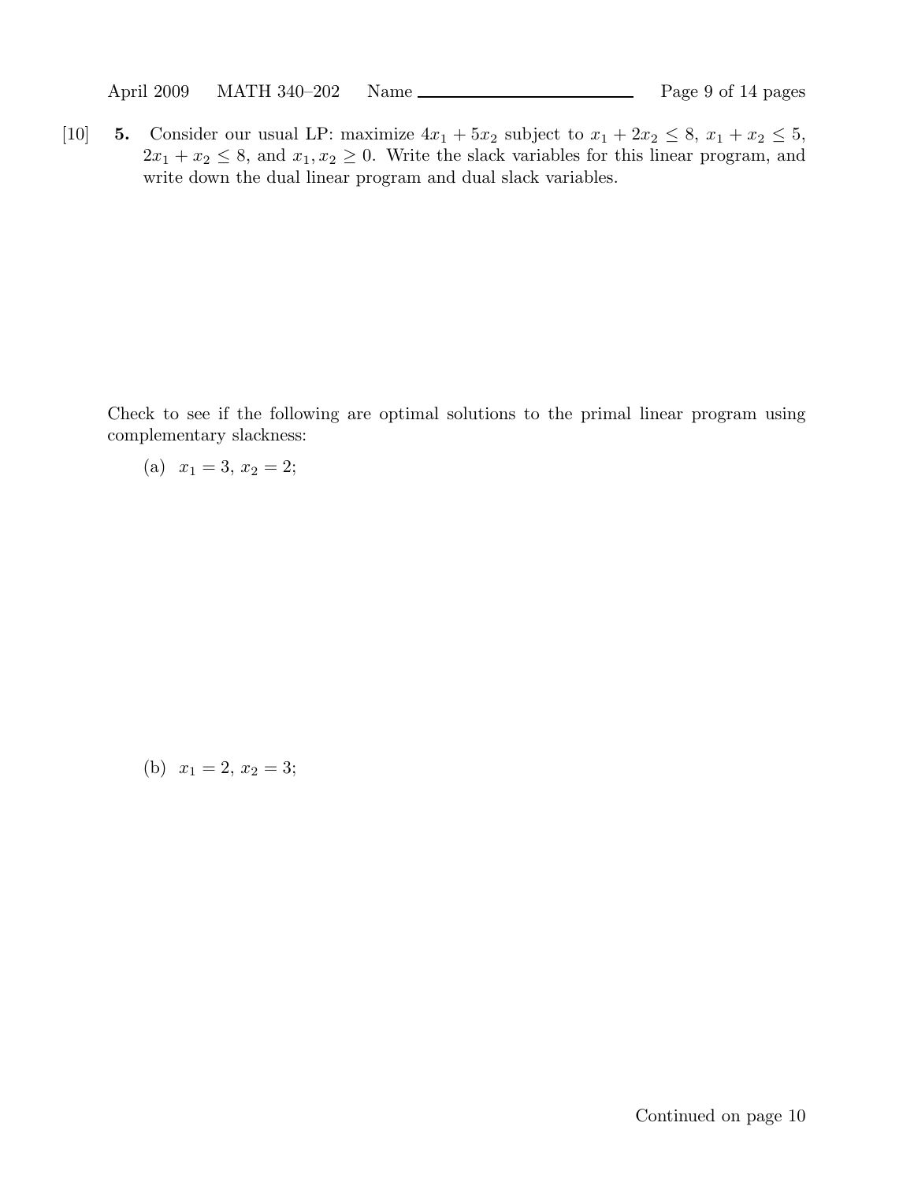[10] **5.** Consider our usual LP: maximize $4x_1 + 5x_2$ subject to $x_1 + 2x_2 \leq 8$, $x_1 + x_2 \leq 5$, $2x_1 + x_2 \leq 8$, and $x_1, x_2 \geq 0$. Write the slack variables for this linear program, and write down the dual linear program and dual slack variables.

Check to see if the following are optimal solutions to the primal linear program using complementary slackness:

(a) $x_1 = 3$, $x_2 = 2$;

(b) $x_1 = 2$, $x_2 = 3$;

Continued on page 10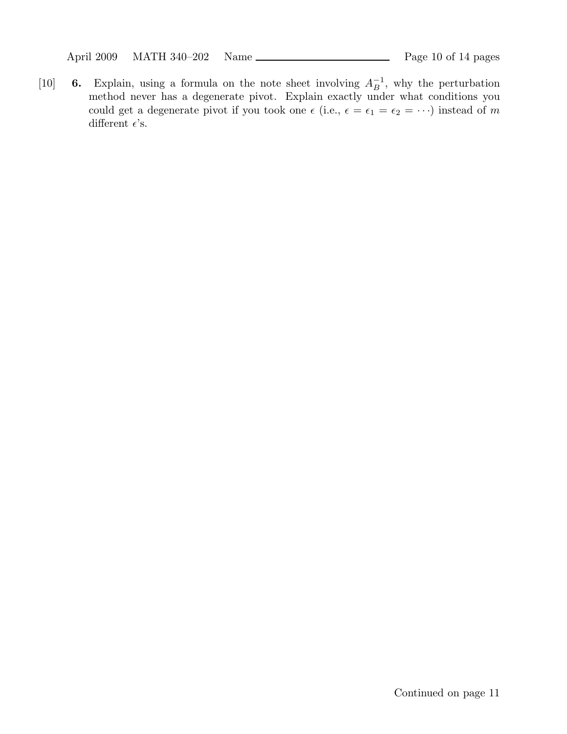[10] **6.** Explain, using a formula on the note sheet involving $A_B^{-1}$, why the perturbation method never has a degenerate pivot. Explain exactly under what conditions you could get a degenerate pivot if you took one $\epsilon$ (i.e., $\epsilon = \epsilon_1 = \epsilon_2 = \cdots$) instead of $m$ different $\epsilon$'s.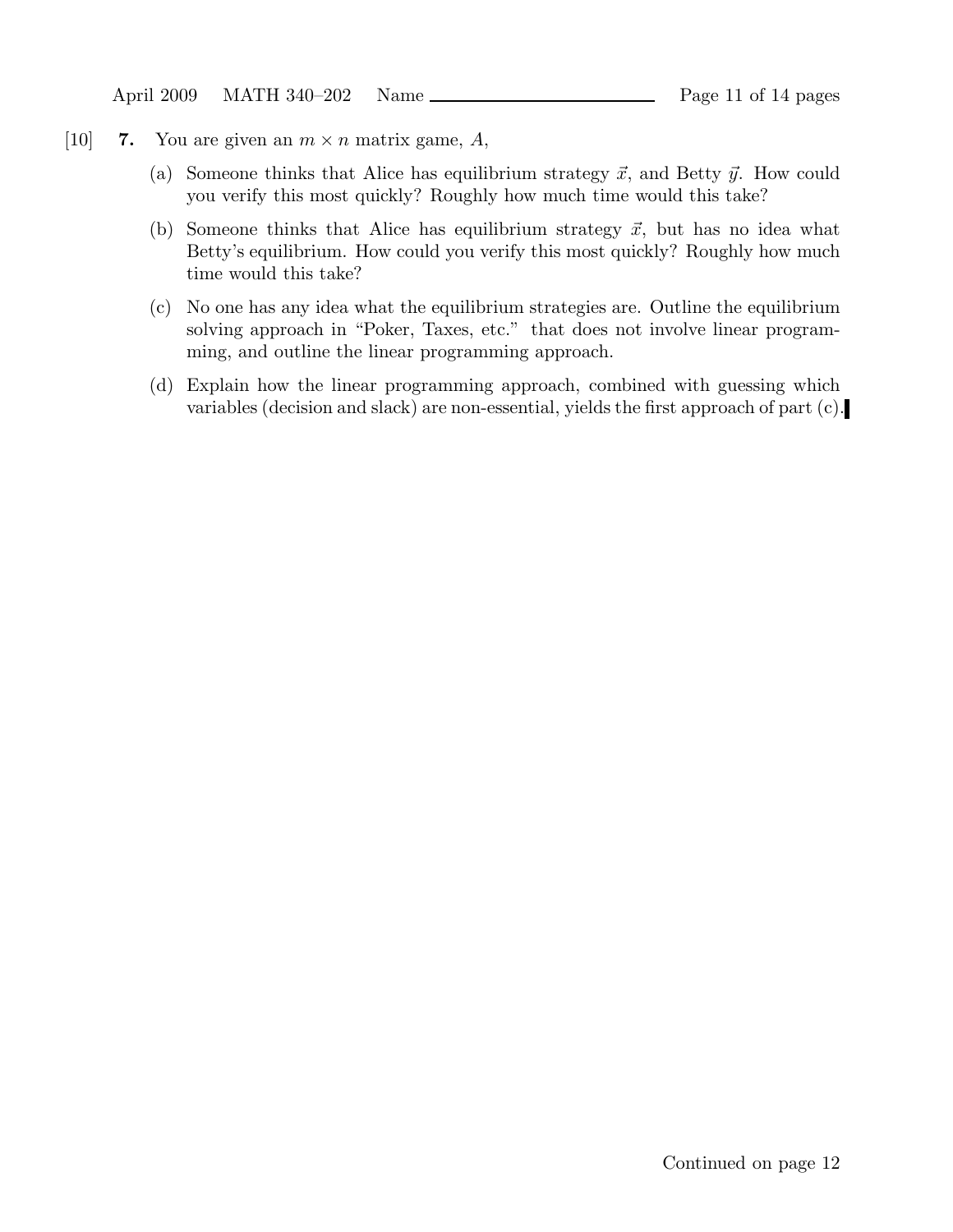[10] **7.** You are given an $m \times n$ matrix game, $A$,

(a) Someone thinks that Alice has equilibrium strategy $\vec{x}$, and Betty $\vec{y}$. How could you verify this most quickly? Roughly how much time would this take?

(b) Someone thinks that Alice has equilibrium strategy $\vec{x}$, but has no idea what Betty's equilibrium. How could you verify this most quickly? Roughly how much time would this take?

(c) No one has any idea what the equilibrium strategies are. Outline the equilibrium solving approach in "Poker, Taxes, etc." that does not involve linear programming, and outline the linear programming approach.

(d) Explain how the linear programming approach, combined with guessing which variables (decision and slack) are non-essential, yields the first approach of part (c).∎

Continued on page 12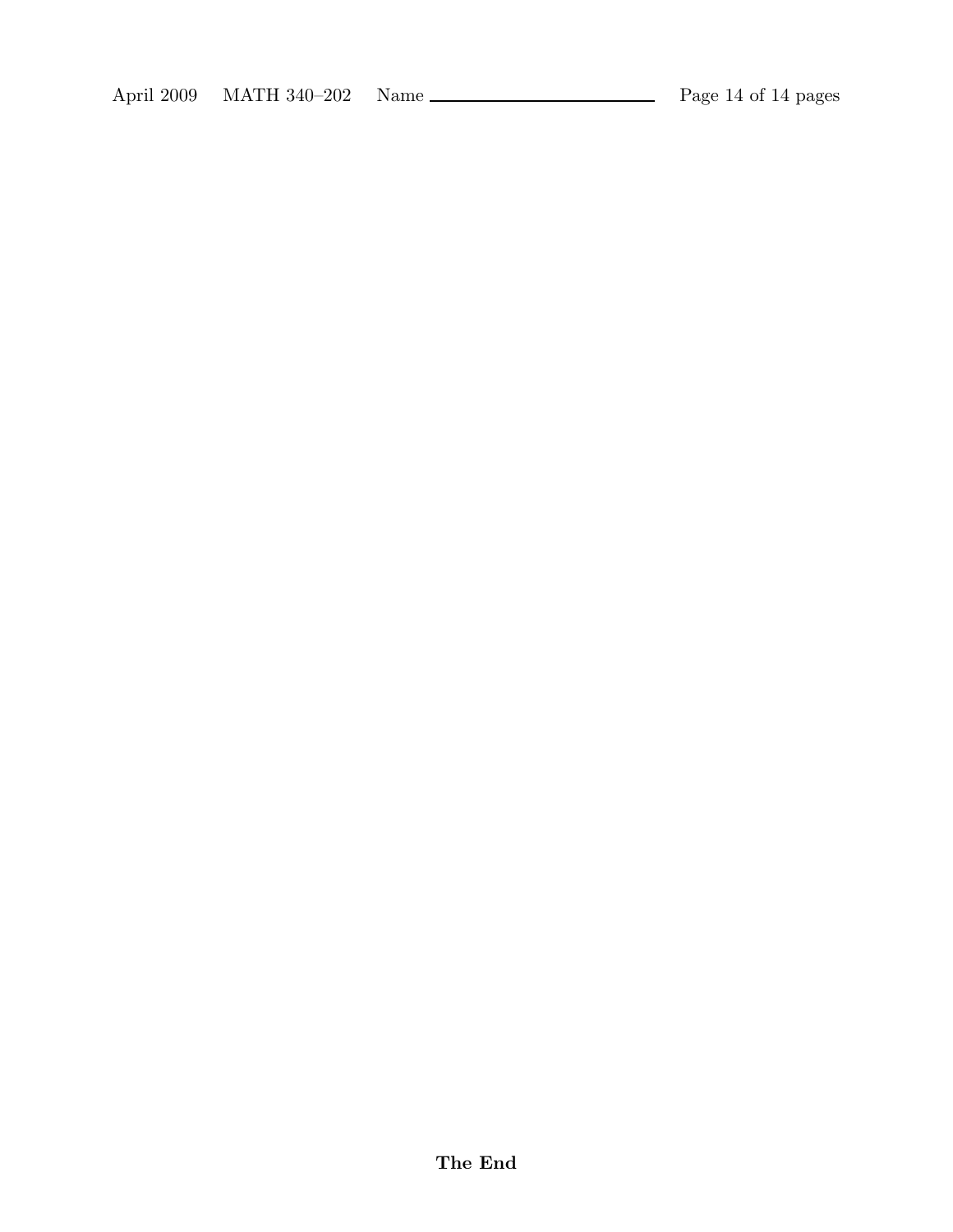**The End**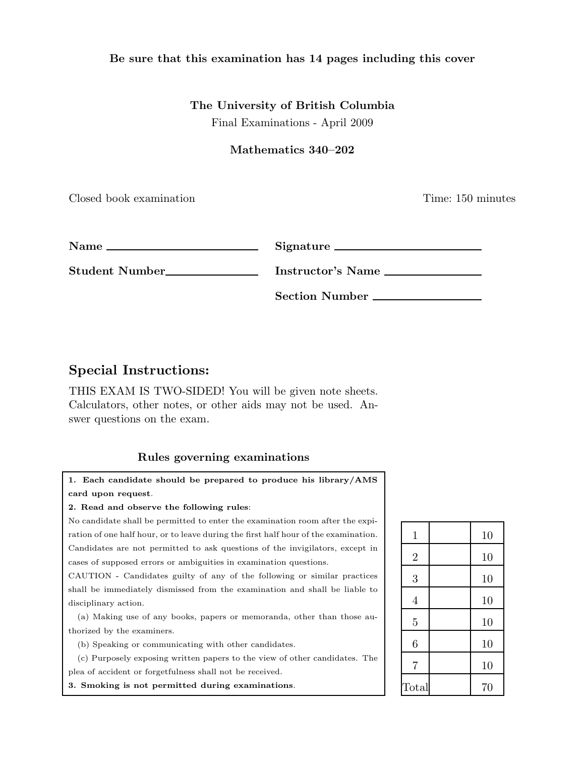**Be sure that this examination has 14 pages including this cover**

**The University of British Columbia**

Final Examinations - April 2009

**Mathematics 340–202**

Closed book examination

Time: 150 minutes

**Name** ______________________

**Signature** ______________________

**Student Number** ______________________

**Instructor's Name** ______________________

**Section Number** ______________________

## Special Instructions:

THIS EXAM IS TWO-SIDED! You will be given note sheets. Calculators, other notes, or other aids may not be used. Answer questions on the exam.

### Rules governing examinations

**1. Each candidate should be prepared to produce his library/AMS card upon request.**

**2. Read and observe the following rules:**

No candidate shall be permitted to enter the examination room after the expiration of one half hour, or to leave during the first half hour of the examination.

Candidates are not permitted to ask questions of the invigilators, except in cases of supposed errors or ambiguities in examination questions.

CAUTION - Candidates guilty of any of the following or similar practices shall be immediately dismissed from the examination and shall be liable to disciplinary action.

(a) Making use of any books, papers or memoranda, other than those authorized by the examiners.

(b) Speaking or communicating with other candidates.

(c) Purposely exposing written papers to the view of other candidates. The plea of accident or forgetfulness shall not be received.

**3. Smoking is not permitted during examinations.**

| | | |
|---|---|---|
| 1 | | 10 |
| 2 | | 10 |
| 3 | | 10 |
| 4 | | 10 |
| 5 | | 10 |
| 6 | | 10 |
| 7 | | 10 |
| Total | | 70 |